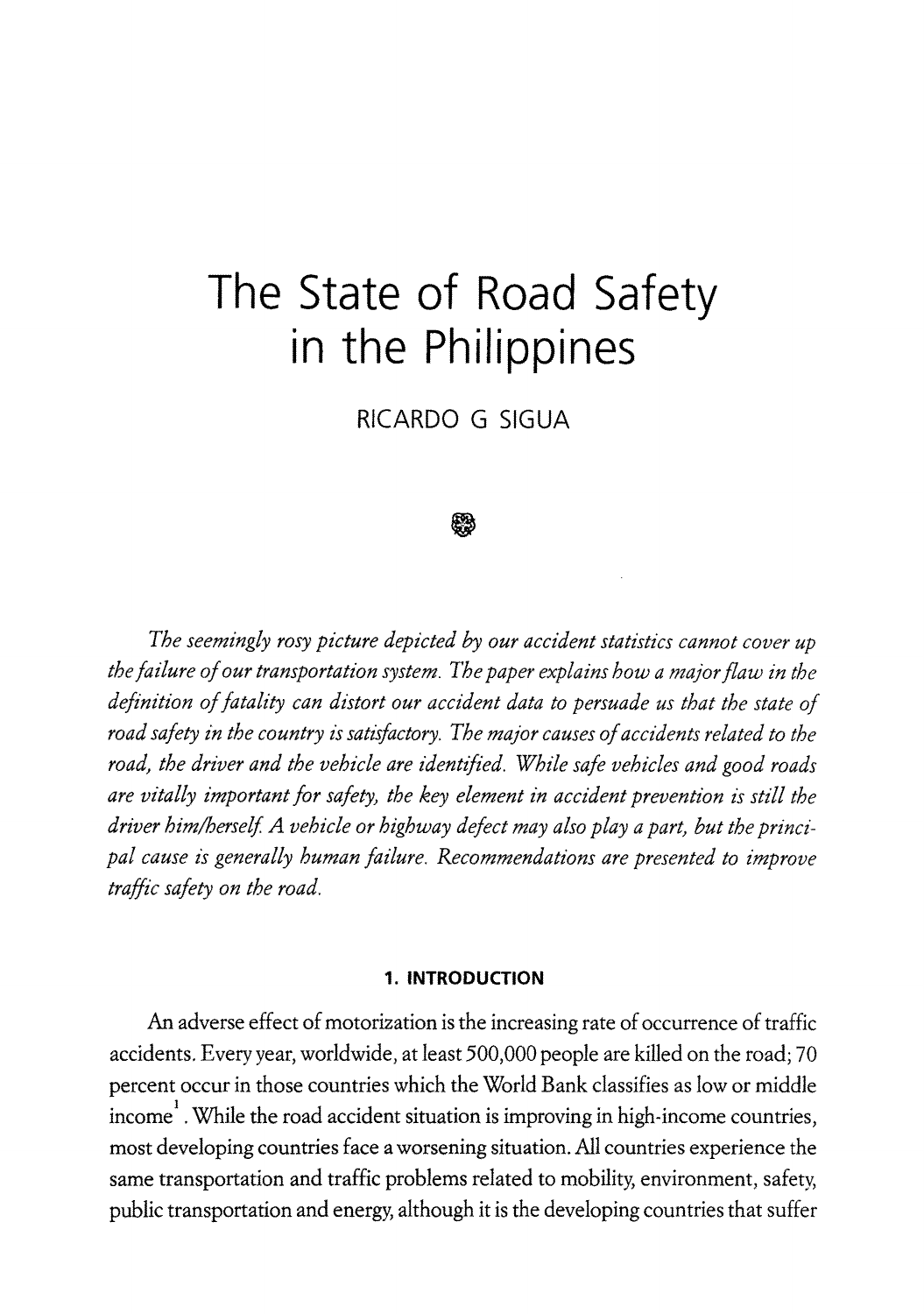# The State of Road Safety in the Philippines

RICARDO G SIGUA

*The seemingly rosy picture depicted by our accident statistics cannot cover up the failure of our transportation system. The paper explains how a major flaw in the definition of fatality can distort our accident data to persuade us that the state of road safety in the country is satisfactory. The major causes of accidents related to the road, the driver and the vehicle are identified. While safe vehicles and good roads are vitally important for safety, the key element in accident prevention is still the driver him/herself. A vehicle or highway defect may also play a part, but the principal cause is generally human failure. Recommendations are presented to improve traffic safety on the road.*

## 1. INTRODUCTION

An adverse effect of motorization is the increasing rate of occurrence of traffic accidents. Every year, worldwide, at least 500,000 people are killed on the road; 70 percent occur in those countries which the World Bank classifies as low or middle income[1]. While the road accident situation is improving in high-income countries, most developing countries face a worsening situation. All countries experience the same transportation and traffic problems related to mobility, environment, safety, public transportation and energy, although it is the developing countries that suffer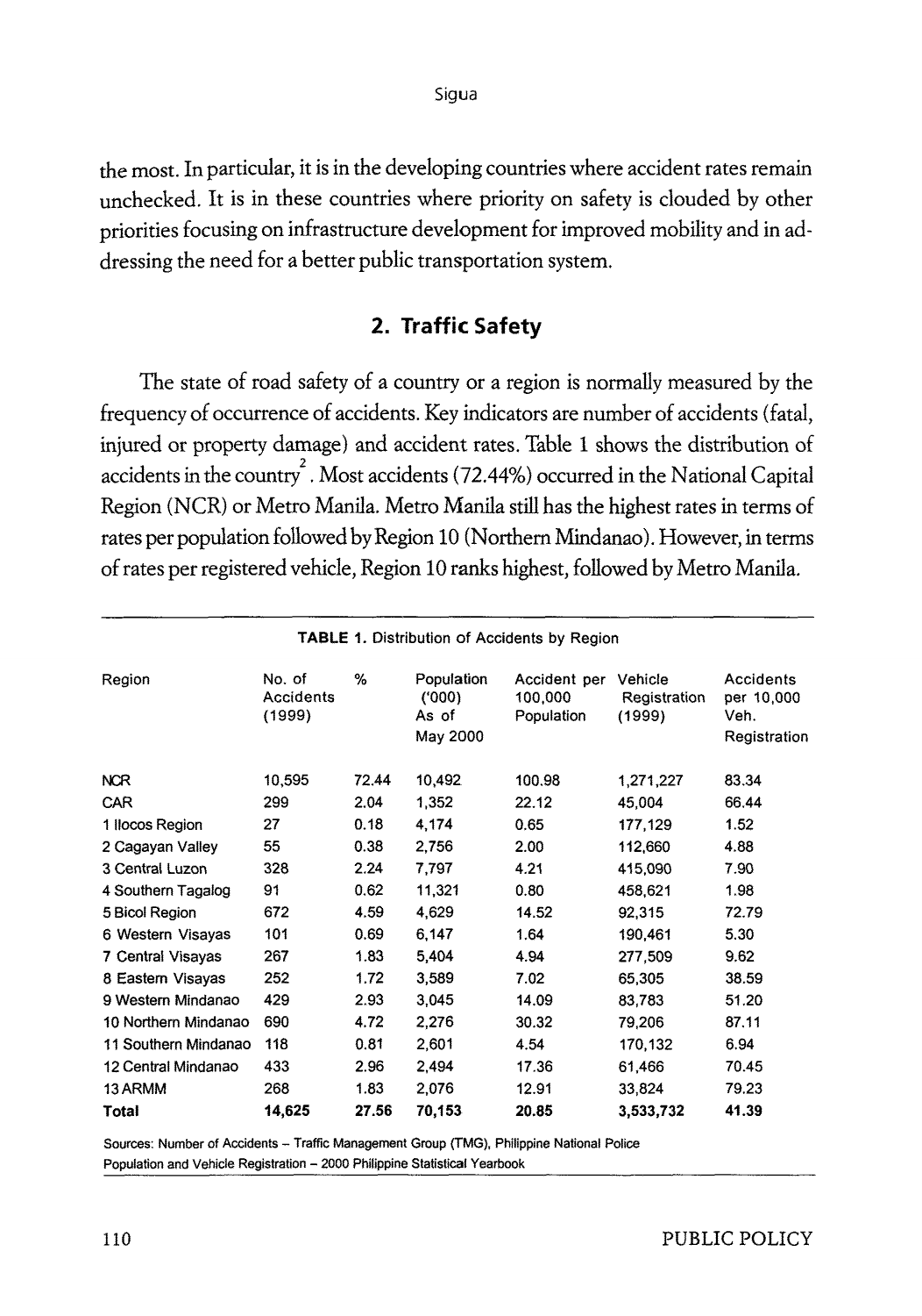the most. In particular, it is in the developing countries where accident rates remain unchecked. It is in these countries where priority on safety is clouded by other priorities focusing on infrastructure development for improved mobility and in addressing the need for a better public transportation system.

## 2. Traffic Safety

The state of road safety of a country or a region is normally measured by the frequency of occurrence of accidents. Key indicators are number of accidents (fatal, injured or property damage) and accident rates. Table 1 shows the distribution of accidents in the country[2]. Most accidents (72.44%) occurred in the National Capital Region (NCR) or Metro Manila. Metro Manila still has the highest rates in terms of rates per population followed by Region 10 (Northern Mindanao). However, in terms of rates per registered vehicle, Region 10 ranks highest, followed by Metro Manila.

**TABLE 1.** Distribution of Accidents by Region

| Region | No. of Accidents (1999) | % | Population ('000) As of May 2000 | Accident per 100,000 Population | Vehicle Registration (1999) | Accidents per 10,000 Veh. Registration |
|---|---|---|---|---|---|---|
| NCR | 10,595 | 72.44 | 10,492 | 100.98 | 1,271,227 | 83.34 |
| CAR | 299 | 2.04 | 1,352 | 22.12 | 45,004 | 66.44 |
| 1 Ilocos Region | 27 | 0.18 | 4,174 | 0.65 | 177,129 | 1.52 |
| 2 Cagayan Valley | 55 | 0.38 | 2,756 | 2.00 | 112,660 | 4.88 |
| 3 Central Luzon | 328 | 2.24 | 7,797 | 4.21 | 415,090 | 7.90 |
| 4 Southern Tagalog | 91 | 0.62 | 11,321 | 0.80 | 458,621 | 1.98 |
| 5 Bicol Region | 672 | 4.59 | 4,629 | 14.52 | 92,315 | 72.79 |
| 6 Western Visayas | 101 | 0.69 | 6,147 | 1.64 | 190,461 | 5.30 |
| 7 Central Visayas | 267 | 1.83 | 5,404 | 4.94 | 277,509 | 9.62 |
| 8 Eastern Visayas | 252 | 1.72 | 3,589 | 7.02 | 65,305 | 38.59 |
| 9 Western Mindanao | 429 | 2.93 | 3,045 | 14.09 | 83,783 | 51.20 |
| 10 Northern Mindanao | 690 | 4.72 | 2,276 | 30.32 | 79,206 | 87.11 |
| 11 Southern Mindanao | 118 | 0.81 | 2,601 | 4.54 | 170,132 | 6.94 |
| 12 Central Mindanao | 433 | 2.96 | 2,494 | 17.36 | 61,466 | 70.45 |
| 13 ARMM | 268 | 1.83 | 2,076 | 12.91 | 33,824 | 79.23 |
| **Total** | **14,625** | **27.56** | **70,153** | **20.85** | **3,533,732** | **41.39** |

Sources: Number of Accidents – Traffic Management Group (TMG), Philippine National Police
Population and Vehicle Registration – 2000 Philippine Statistical Yearbook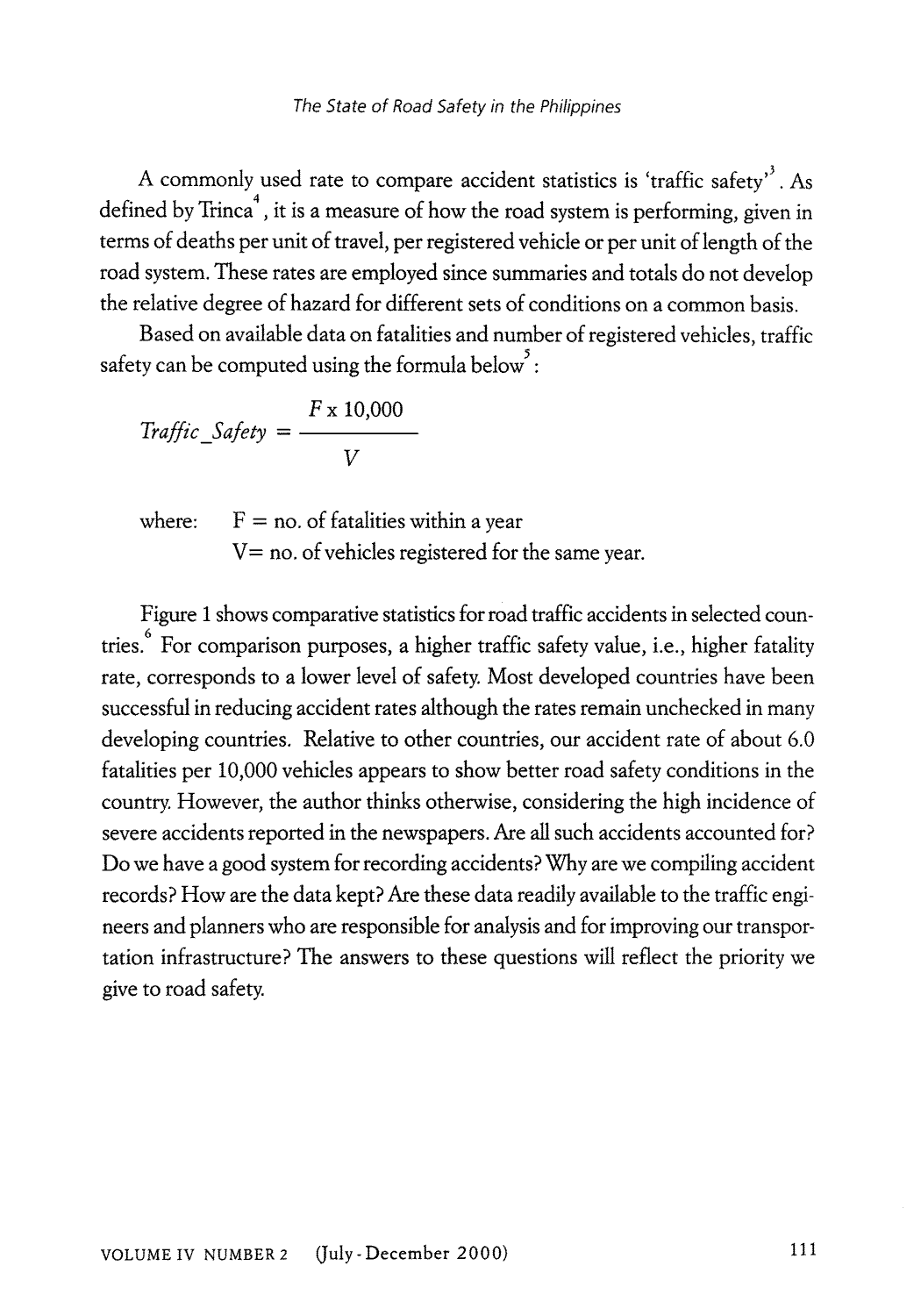A commonly used rate to compare accident statistics is 'traffic safety'[3]. As defined by Trinca[4], it is a measure of how the road system is performing, given in terms of deaths per unit of travel, per registered vehicle or per unit of length of the road system. These rates are employed since summaries and totals do not develop the relative degree of hazard for different sets of conditions on a common basis.

Based on available data on fatalities and number of registered vehicles, traffic safety can be computed using the formula below[5]:

$$Traffic\_Safety = \frac{F \times 10{,}000}{V}$$

where: F = no. of fatalities within a year
V = no. of vehicles registered for the same year.

Figure 1 shows comparative statistics for road traffic accidents in selected countries.[6] For comparison purposes, a higher traffic safety value, i.e., higher fatality rate, corresponds to a lower level of safety. Most developed countries have been successful in reducing accident rates although the rates remain unchecked in many developing countries. Relative to other countries, our accident rate of about 6.0 fatalities per 10,000 vehicles appears to show better road safety conditions in the country. However, the author thinks otherwise, considering the high incidence of severe accidents reported in the newspapers. Are all such accidents accounted for? Do we have a good system for recording accidents? Why are we compiling accident records? How are the data kept? Are these data readily available to the traffic engineers and planners who are responsible for analysis and for improving our transportation infrastructure? The answers to these questions will reflect the priority we give to road safety.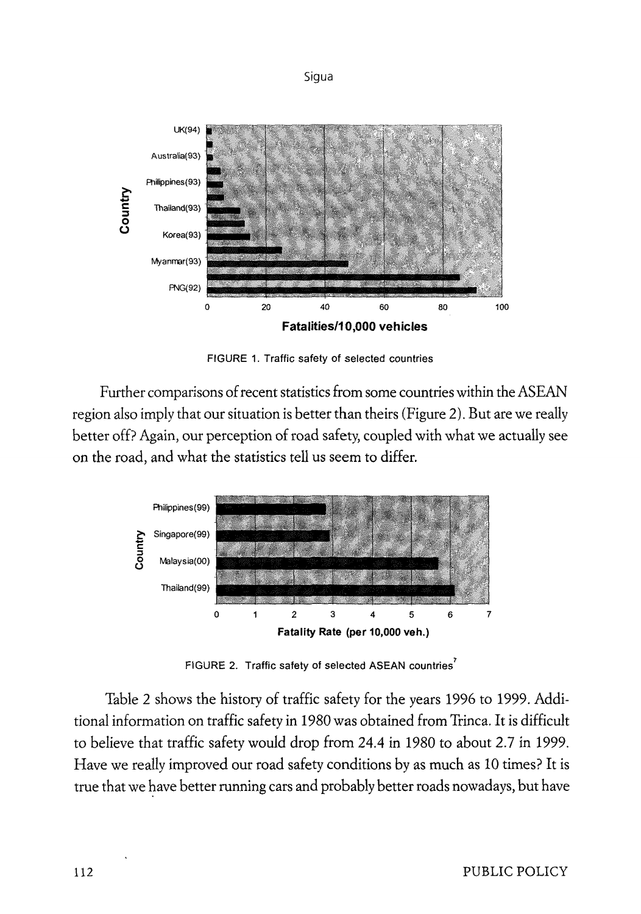FIGURE 1. Traffic safety of selected countries

Further comparisons of recent statistics from some countries within the ASEAN region also imply that our situation is better than theirs (Figure 2). But are we really better off? Again, our perception of road safety, coupled with what we actually see on the road, and what the statistics tell us seem to differ.

FIGURE 2. Traffic safety of selected ASEAN countries[7]

Table 2 shows the history of traffic safety for the years 1996 to 1999. Additional information on traffic safety in 1980 was obtained from Trinca. It is difficult to believe that traffic safety would drop from 24.4 in 1980 to about 2.7 in 1999. Have we really improved our road safety conditions by as much as 10 times? It is true that we have better running cars and probably better roads nowadays, but have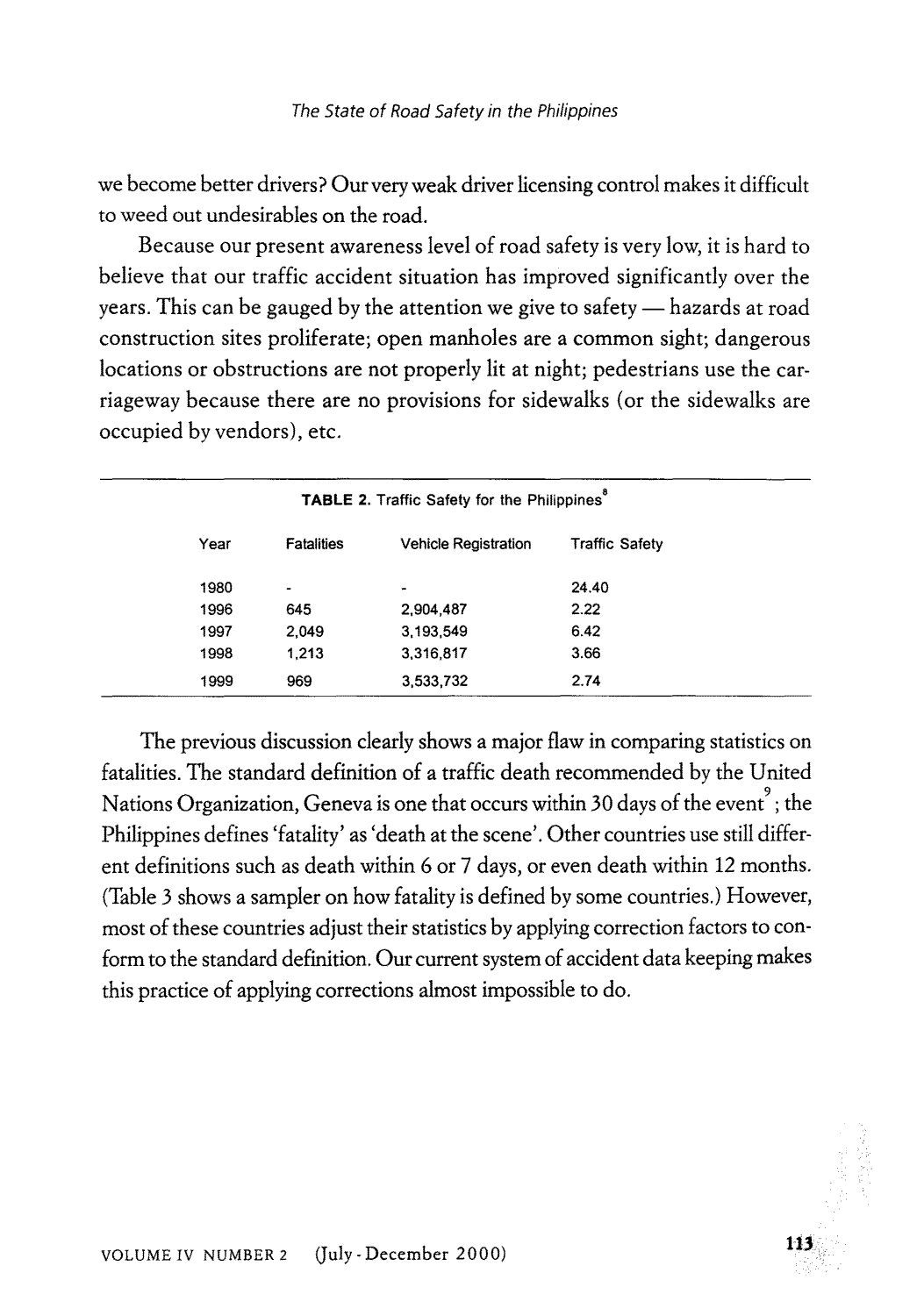we become better drivers? Our very weak driver licensing control makes it difficult to weed out undesirables on the road.

Because our present awareness level of road safety is very low, it is hard to believe that our traffic accident situation has improved significantly over the years. This can be gauged by the attention we give to safety — hazards at road construction sites proliferate; open manholes are a common sight; dangerous locations or obstructions are not properly lit at night; pedestrians use the carriageway because there are no provisions for sidewalks (or the sidewalks are occupied by vendors), etc.

**TABLE 2.** Traffic Safety for the Philippines[8]

| Year | Fatalities | Vehicle Registration | Traffic Safety |
|---|---|---|---|
| 1980 | - | - | 24.40 |
| 1996 | 645 | 2,904,487 | 2.22 |
| 1997 | 2,049 | 3,193,549 | 6.42 |
| 1998 | 1,213 | 3,316,817 | 3.66 |
| 1999 | 969 | 3,533,732 | 2.74 |

The previous discussion clearly shows a major flaw in comparing statistics on fatalities. The standard definition of a traffic death recommended by the United Nations Organization, Geneva is one that occurs within 30 days of the event[9]; the Philippines defines 'fatality' as 'death at the scene'. Other countries use still different definitions such as death within 6 or 7 days, or even death within 12 months. (Table 3 shows a sampler on how fatality is defined by some countries.) However, most of these countries adjust their statistics by applying correction factors to conform to the standard definition. Our current system of accident data keeping makes this practice of applying corrections almost impossible to do.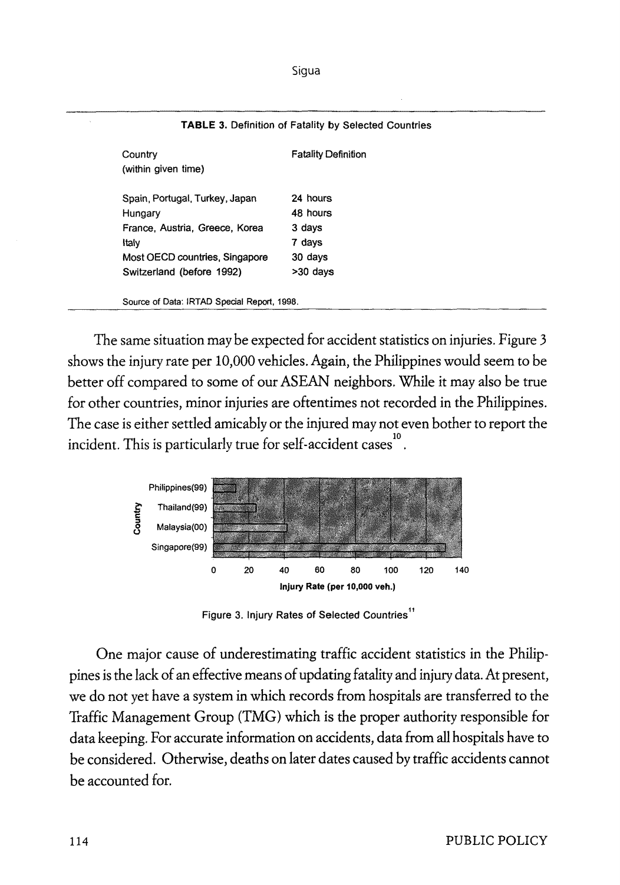**TABLE 3.** Definition of Fatality by Selected Countries

| Country (within given time) | Fatality Definition |
|---|---|
| Spain, Portugal, Turkey, Japan | 24 hours |
| Hungary | 48 hours |
| France, Austria, Greece, Korea | 3 days |
| Italy | 7 days |
| Most OECD countries, Singapore | 30 days |
| Switzerland (before 1992) | >30 days |

Source of Data: IRTAD Special Report, 1998.

The same situation may be expected for accident statistics on injuries. Figure 3 shows the injury rate per 10,000 vehicles. Again, the Philippines would seem to be better off compared to some of our ASEAN neighbors. While it may also be true for other countries, minor injuries are oftentimes not recorded in the Philippines. The case is either settled amicably or the injured may not even bother to report the incident. This is particularly true for self-accident cases[10].

Figure 3. Injury Rates of Selected Countries[11]

One major cause of underestimating traffic accident statistics in the Philippines is the lack of an effective means of updating fatality and injury data. At present, we do not yet have a system in which records from hospitals are transferred to the Traffic Management Group (TMG) which is the proper authority responsible for data keeping. For accurate information on accidents, data from all hospitals have to be considered. Otherwise, deaths on later dates caused by traffic accidents cannot be accounted for.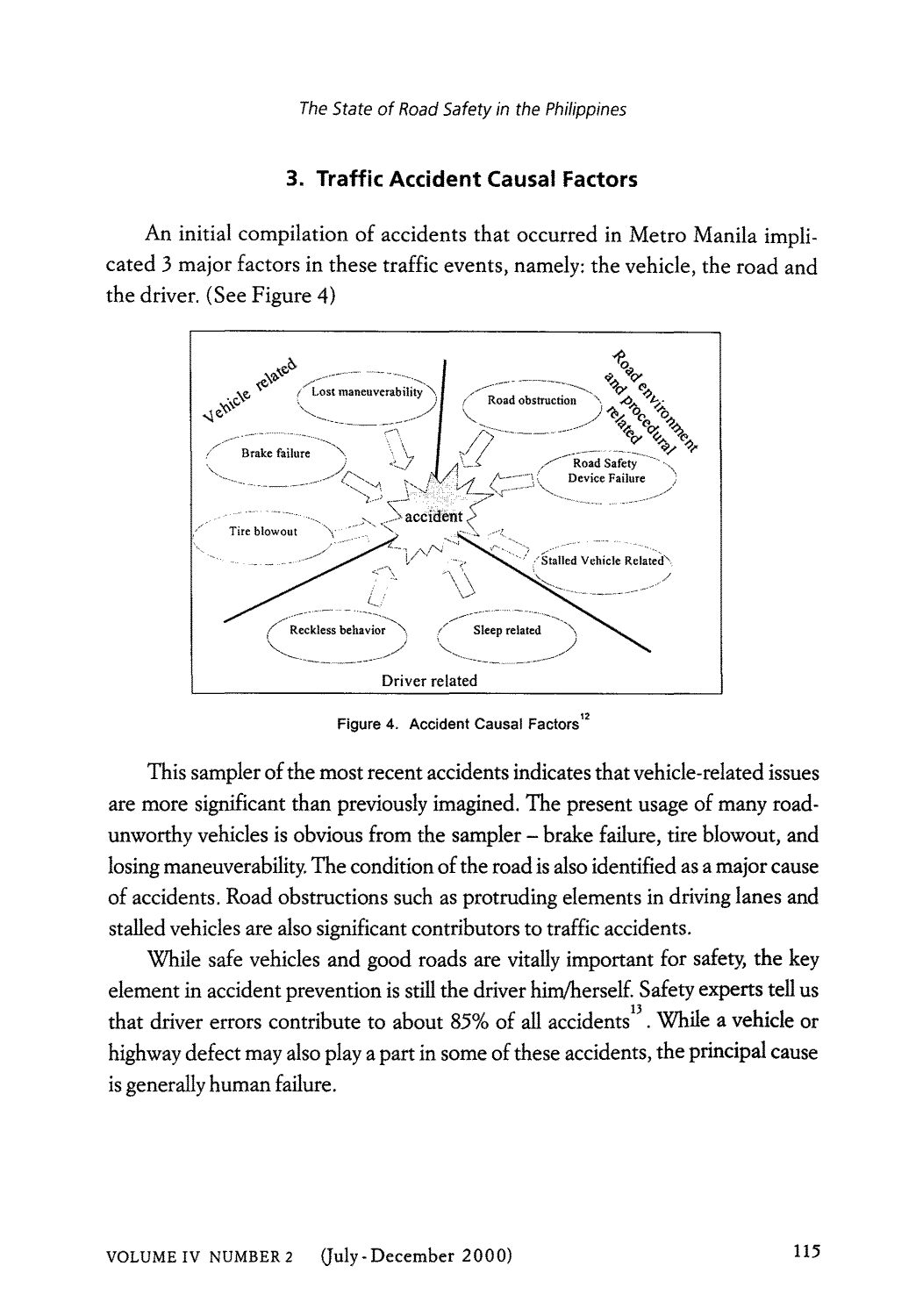## 3. Traffic Accident Causal Factors

An initial compilation of accidents that occurred in Metro Manila implicated 3 major factors in these traffic events, namely: the vehicle, the road and the driver. (See Figure 4)

Vehicle related

Lost maneuverability

Brake failure

Tire blowout

Road environment and procedural related

Road obstruction

Road Safety Device Failure

Stalled Vehicle Related

accident

Reckless behavior

Sleep related

Driver related

Figure 4. Accident Causal Factors[12]

This sampler of the most recent accidents indicates that vehicle-related issues are more significant than previously imagined. The present usage of many road-unworthy vehicles is obvious from the sampler – brake failure, tire blowout, and losing maneuverability. The condition of the road is also identified as a major cause of accidents. Road obstructions such as protruding elements in driving lanes and stalled vehicles are also significant contributors to traffic accidents.

While safe vehicles and good roads are vitally important for safety, the key element in accident prevention is still the driver him/herself. Safety experts tell us that driver errors contribute to about 85% of all accidents[13]. While a vehicle or highway defect may also play a part in some of these accidents, the principal cause is generally human failure.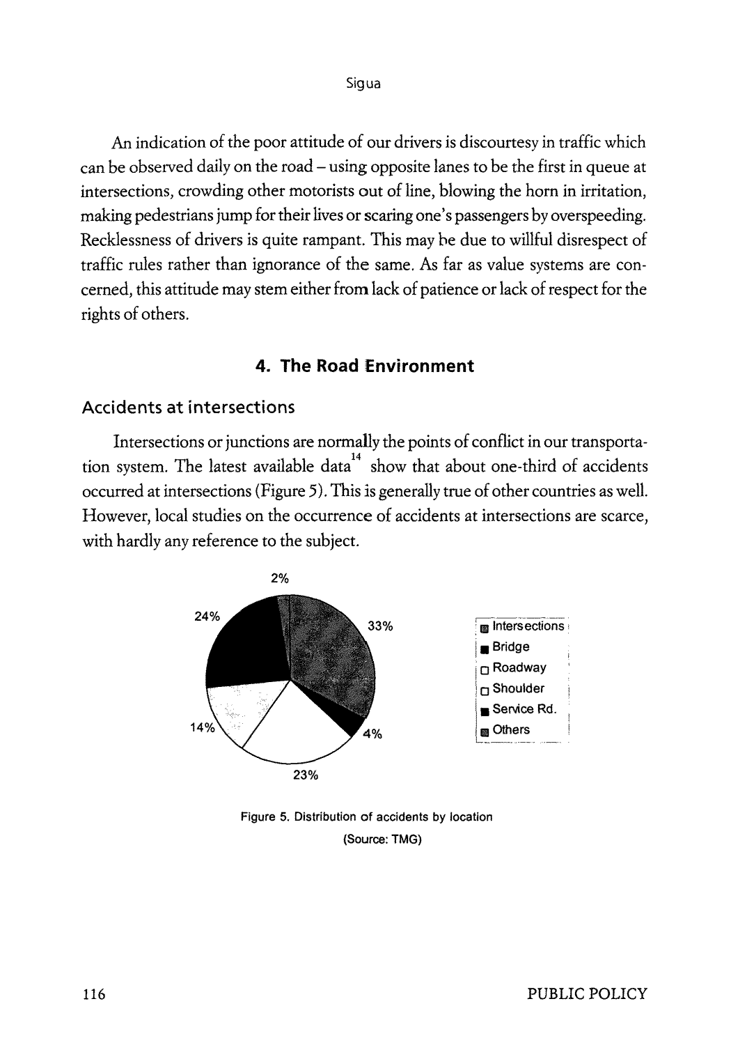An indication of the poor attitude of our drivers is discourtesy in traffic which can be observed daily on the road – using opposite lanes to be the first in queue at intersections, crowding other motorists out of line, blowing the horn in irritation, making pedestrians jump for their lives or scaring one's passengers by overspeeding. Recklessness of drivers is quite rampant. This may be due to willful disrespect of traffic rules rather than ignorance of the same. As far as value systems are concerned, this attitude may stem either from lack of patience or lack of respect for the rights of others.

## 4. The Road Environment

### Accidents at intersections

Intersections or junctions are normally the points of conflict in our transportation system. The latest available data[14] show that about one-third of accidents occurred at intersections (Figure 5). This is generally true of other countries as well. However, local studies on the occurrence of accidents at intersections are scarce, with hardly any reference to the subject.

Figure 5. Distribution of accidents by location
(Source: TMG)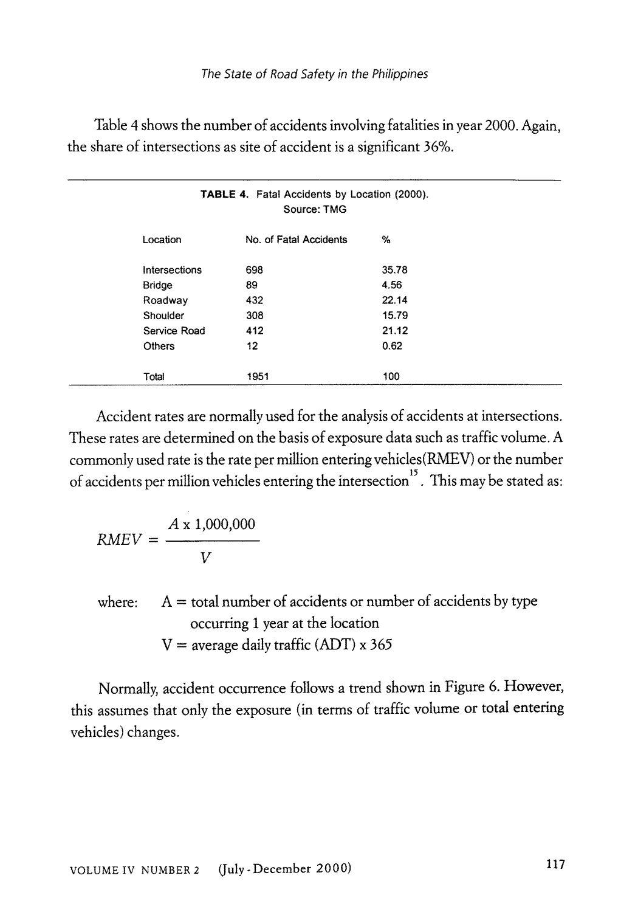Table 4 shows the number of accidents involving fatalities in year 2000. Again, the share of intersections as site of accident is a significant 36%.

**TABLE 4.** Fatal Accidents by Location (2000).
Source: TMG

| Location | No. of Fatal Accidents | % |
|---|---|---|
| Intersections | 698 | 35.78 |
| Bridge | 89 | 4.56 |
| Roadway | 432 | 22.14 |
| Shoulder | 308 | 15.79 |
| Service Road | 412 | 21.12 |
| Others | 12 | 0.62 |
| Total | 1951 | 100 |

Accident rates are normally used for the analysis of accidents at intersections. These rates are determined on the basis of exposure data such as traffic volume. A commonly used rate is the rate per million entering vehicles(RMEV) or the number of accidents per million vehicles entering the intersection[15]. This may be stated as:

$$RMEV = \frac{A \times 1{,}000{,}000}{V}$$

where: A = total number of accidents or number of accidents by type occurring 1 year at the location
V = average daily traffic (ADT) x 365

Normally, accident occurrence follows a trend shown in Figure 6. However, this assumes that only the exposure (in terms of traffic volume or total entering vehicles) changes.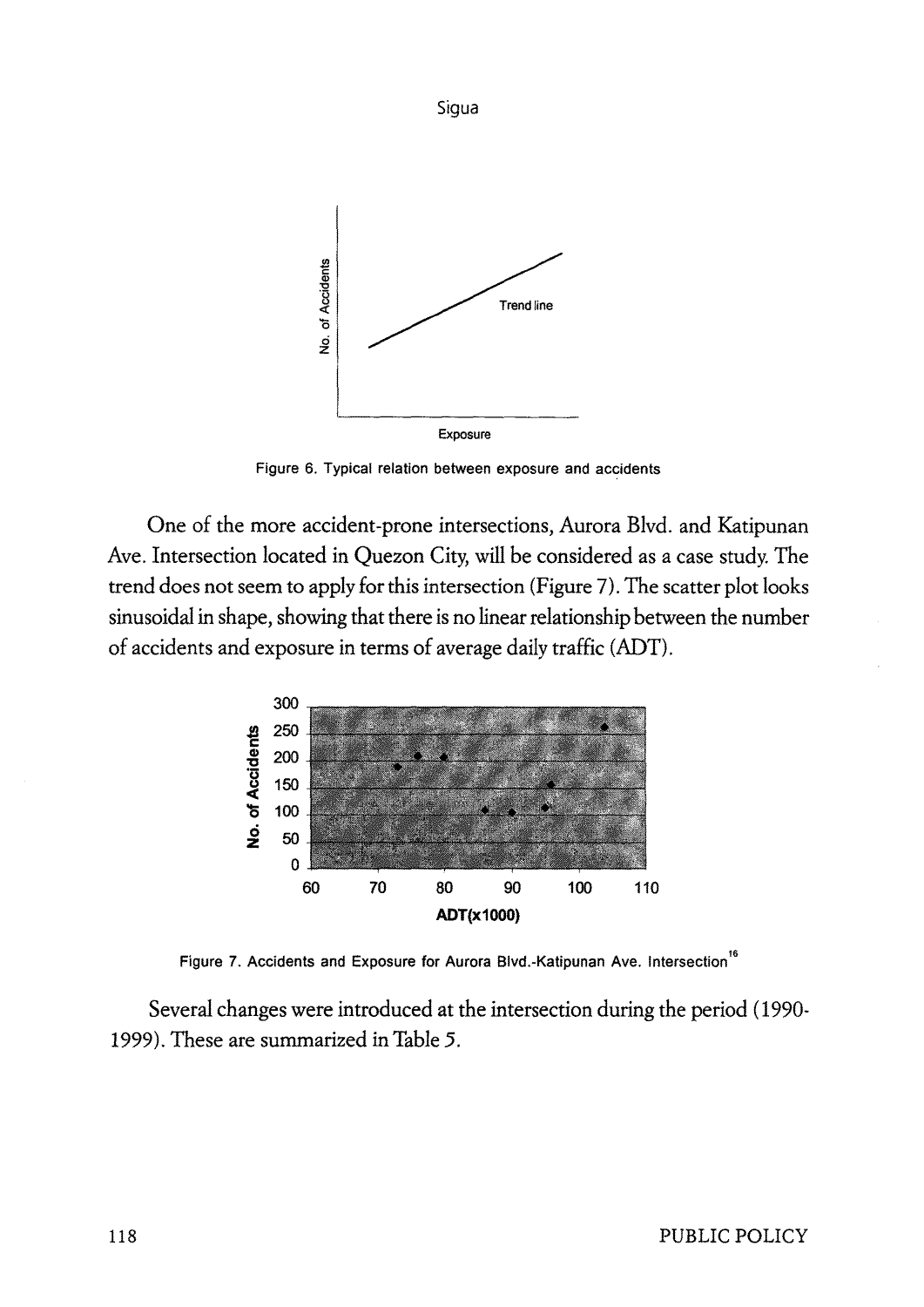Figure 6. Typical relation between exposure and accidents

One of the more accident-prone intersections, Aurora Blvd. and Katipunan Ave. Intersection located in Quezon City, will be considered as a case study. The trend does not seem to apply for this intersection (Figure 7). The scatter plot looks sinusoidal in shape, showing that there is no linear relationship between the number of accidents and exposure in terms of average daily traffic (ADT).

Figure 7. Accidents and Exposure for Aurora Blvd.-Katipunan Ave. Intersection[16]

Several changes were introduced at the intersection during the period (1990-1999). These are summarized in Table 5.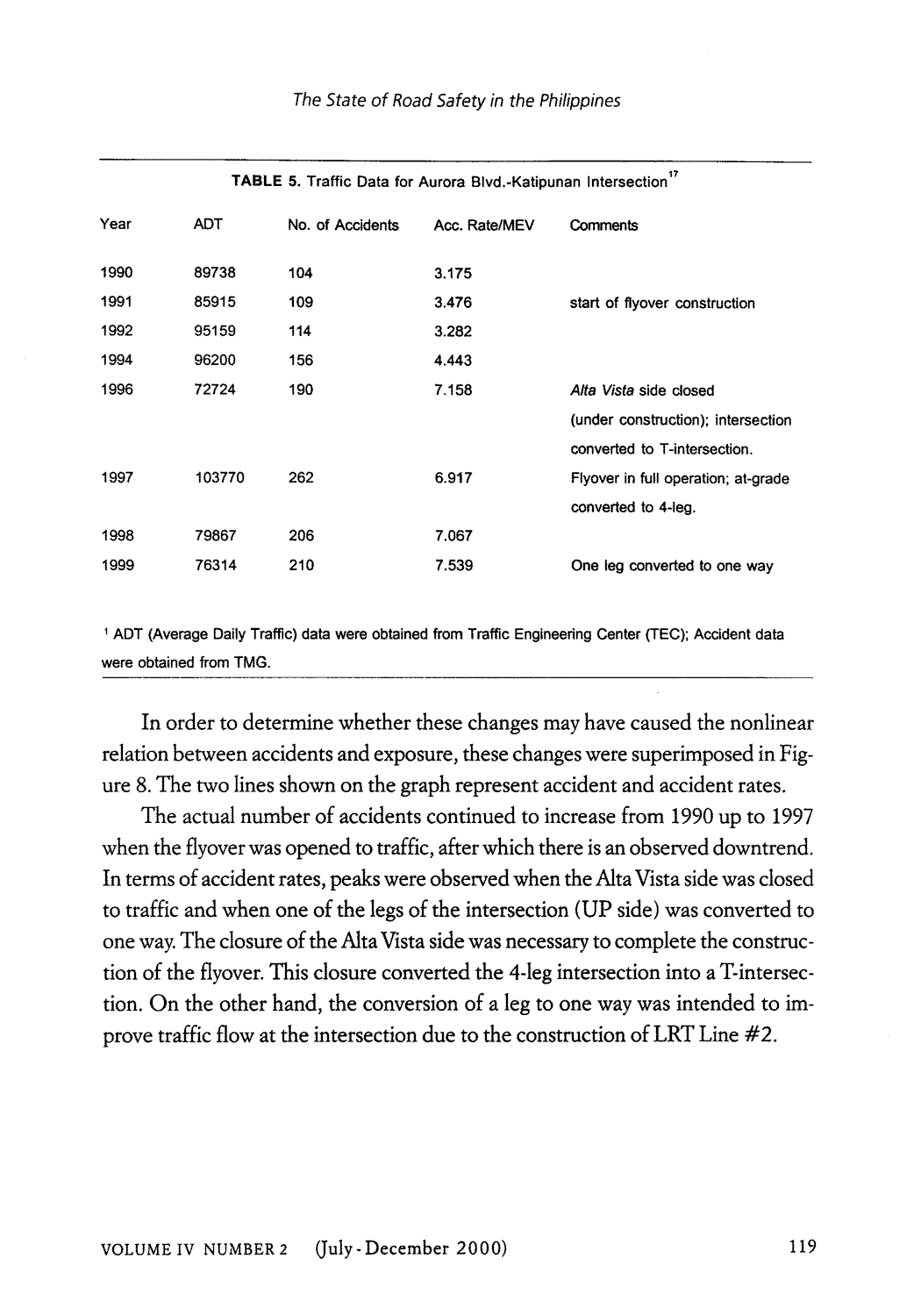**TABLE 5.** Traffic Data for Aurora Blvd.-Katipunan Intersection[17]

| Year | ADT | No. of Accidents | Acc. Rate/MEV | Comments |
|---|---|---|---|---|
| 1990 | 89738 | 104 | 3.175 | |
| 1991 | 85915 | 109 | 3.476 | start of flyover construction |
| 1992 | 95159 | 114 | 3.282 | |
| 1994 | 96200 | 156 | 4.443 | |
| 1996 | 72724 | 190 | 7.158 | *Alta Vista* side closed (under construction); intersection converted to T-intersection. |
| 1997 | 103770 | 262 | 6.917 | Flyover in full operation; at-grade converted to 4-leg. |
| 1998 | 79867 | 206 | 7.067 | |
| 1999 | 76314 | 210 | 7.539 | One leg converted to one way |

[1] ADT (Average Daily Traffic) data were obtained from Traffic Engineering Center (TEC); Accident data were obtained from TMG.

In order to determine whether these changes may have caused the nonlinear relation between accidents and exposure, these changes were superimposed in Figure 8. The two lines shown on the graph represent accident and accident rates.

The actual number of accidents continued to increase from 1990 up to 1997 when the flyover was opened to traffic, after which there is an observed downtrend. In terms of accident rates, peaks were observed when the Alta Vista side was closed to traffic and when one of the legs of the intersection (UP side) was converted to one way. The closure of the Alta Vista side was necessary to complete the construction of the flyover. This closure converted the 4-leg intersection into a T-intersection. On the other hand, the conversion of a leg to one way was intended to improve traffic flow at the intersection due to the construction of LRT Line #2.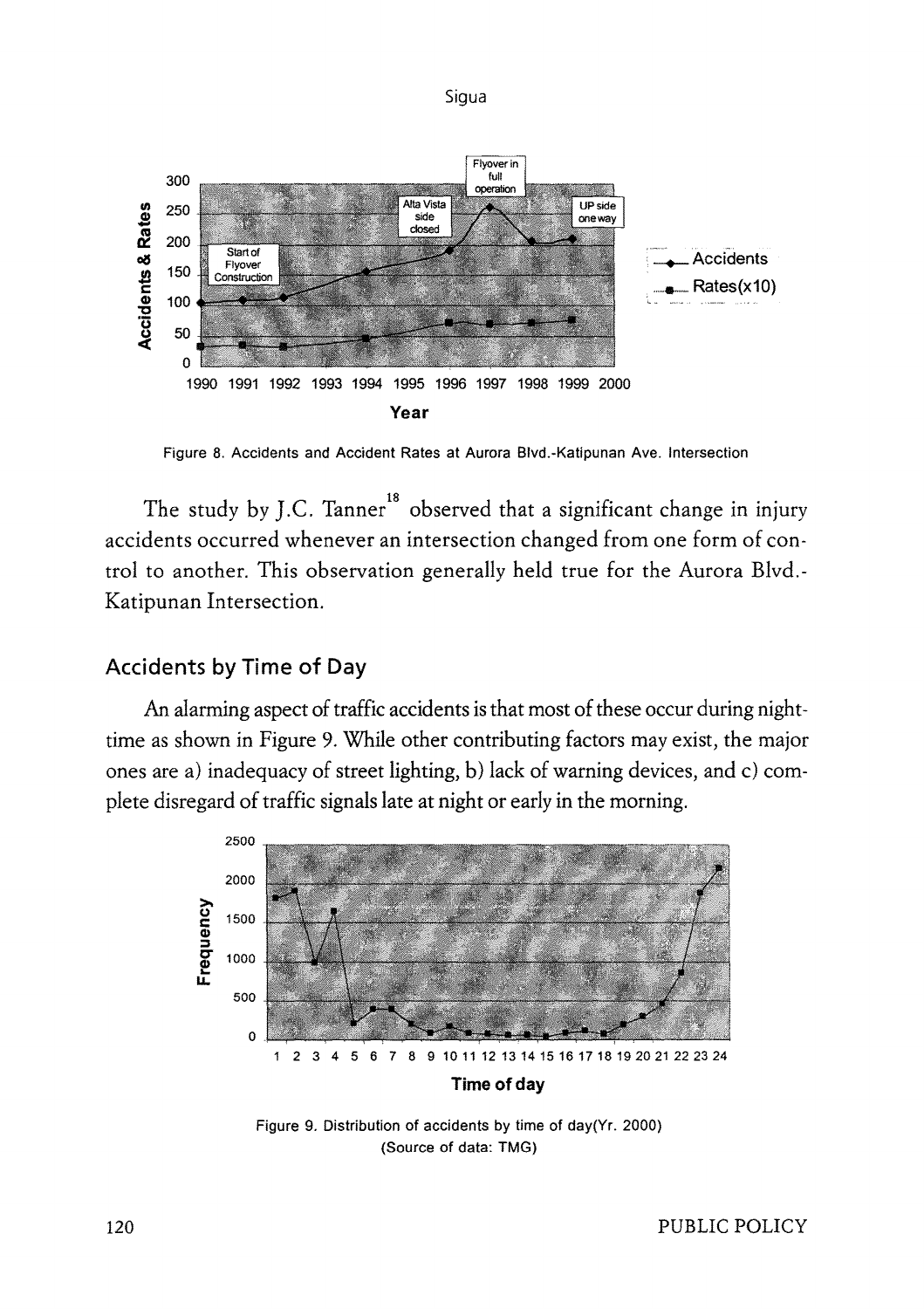Figure 8. Accidents and Accident Rates at Aurora Blvd.-Katipunan Ave. Intersection

The study by J.C. Tanner[18] observed that a significant change in injury accidents occurred whenever an intersection changed from one form of control to another. This observation generally held true for the Aurora Blvd.-Katipunan Intersection.

## Accidents by Time of Day

An alarming aspect of traffic accidents is that most of these occur during nighttime as shown in Figure 9. While other contributing factors may exist, the major ones are a) inadequacy of street lighting, b) lack of warning devices, and c) complete disregard of traffic signals late at night or early in the morning.

Figure 9. Distribution of accidents by time of day(Yr. 2000)
(Source of data: TMG)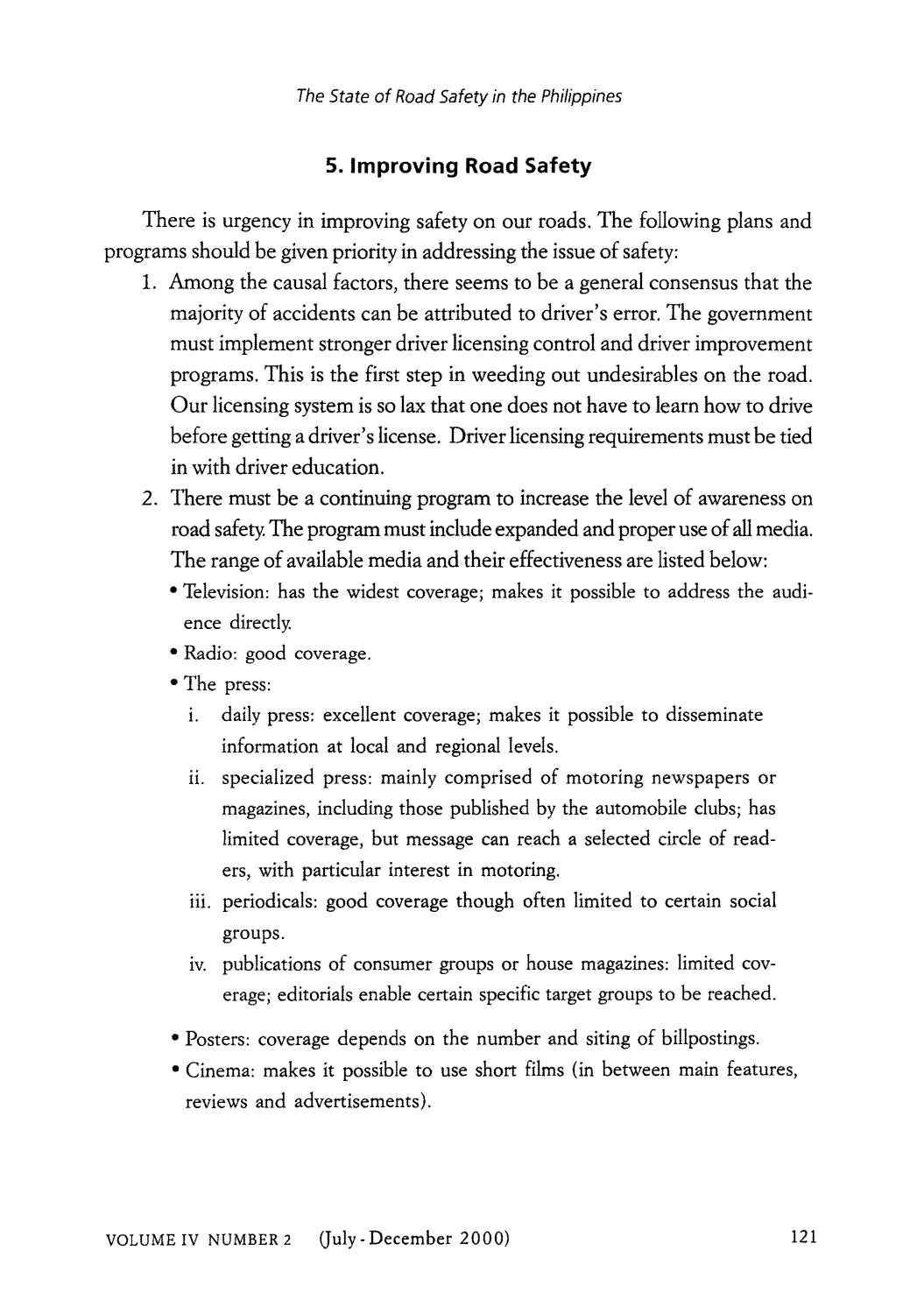## 5. Improving Road Safety

There is urgency in improving safety on our roads. The following plans and programs should be given priority in addressing the issue of safety:

1. Among the causal factors, there seems to be a general consensus that the majority of accidents can be attributed to driver's error. The government must implement stronger driver licensing control and driver improvement programs. This is the first step in weeding out undesirables on the road. Our licensing system is so lax that one does not have to learn how to drive before getting a driver's license. Driver licensing requirements must be tied in with driver education.
2. There must be a continuing program to increase the level of awareness on road safety. The program must include expanded and proper use of all media. The range of available media and their effectiveness are listed below:
   - Television: has the widest coverage; makes it possible to address the audience directly.
   - Radio: good coverage.
   - The press:
     1. daily press: excellent coverage; makes it possible to disseminate information at local and regional levels.
     2. specialized press: mainly comprised of motoring newspapers or magazines, including those published by the automobile clubs; has limited coverage, but message can reach a selected circle of readers, with particular interest in motoring.
     3. periodicals: good coverage though often limited to certain social groups.
     4. publications of consumer groups or house magazines: limited coverage; editorials enable certain specific target groups to be reached.
   - Posters: coverage depends on the number and siting of billpostings.
   - Cinema: makes it possible to use short films (in between main features, reviews and advertisements).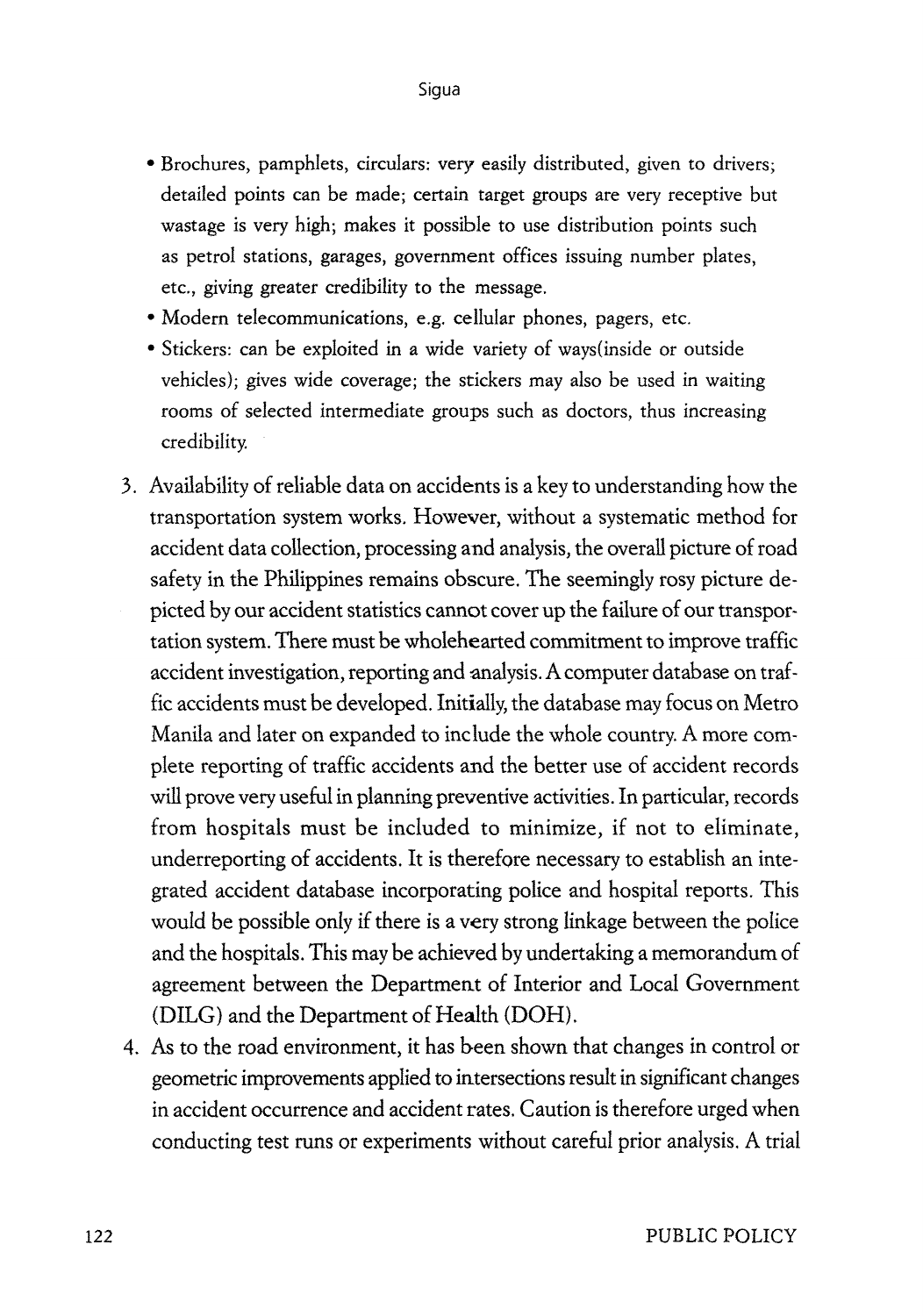- Brochures, pamphlets, circulars: very easily distributed, given to drivers; detailed points can be made; certain target groups are very receptive but wastage is very high; makes it possible to use distribution points such as petrol stations, garages, government offices issuing number plates, etc., giving greater credibility to the message.
- Modern telecommunications, e.g. cellular phones, pagers, etc.
- Stickers: can be exploited in a wide variety of ways(inside or outside vehicles); gives wide coverage; the stickers may also be used in waiting rooms of selected intermediate groups such as doctors, thus increasing credibility.

3. Availability of reliable data on accidents is a key to understanding how the transportation system works. However, without a systematic method for accident data collection, processing and analysis, the overall picture of road safety in the Philippines remains obscure. The seemingly rosy picture depicted by our accident statistics cannot cover up the failure of our transportation system. There must be wholehearted commitment to improve traffic accident investigation, reporting and analysis. A computer database on traffic accidents must be developed. Initially, the database may focus on Metro Manila and later on expanded to include the whole country. A more complete reporting of traffic accidents and the better use of accident records will prove very useful in planning preventive activities. In particular, records from hospitals must be included to minimize, if not to eliminate, underreporting of accidents. It is therefore necessary to establish an integrated accident database incorporating police and hospital reports. This would be possible only if there is a very strong linkage between the police and the hospitals. This may be achieved by undertaking a memorandum of agreement between the Department of Interior and Local Government (DILG) and the Department of Health (DOH).
4. As to the road environment, it has been shown that changes in control or geometric improvements applied to intersections result in significant changes in accident occurrence and accident rates. Caution is therefore urged when conducting test runs or experiments without careful prior analysis. A trial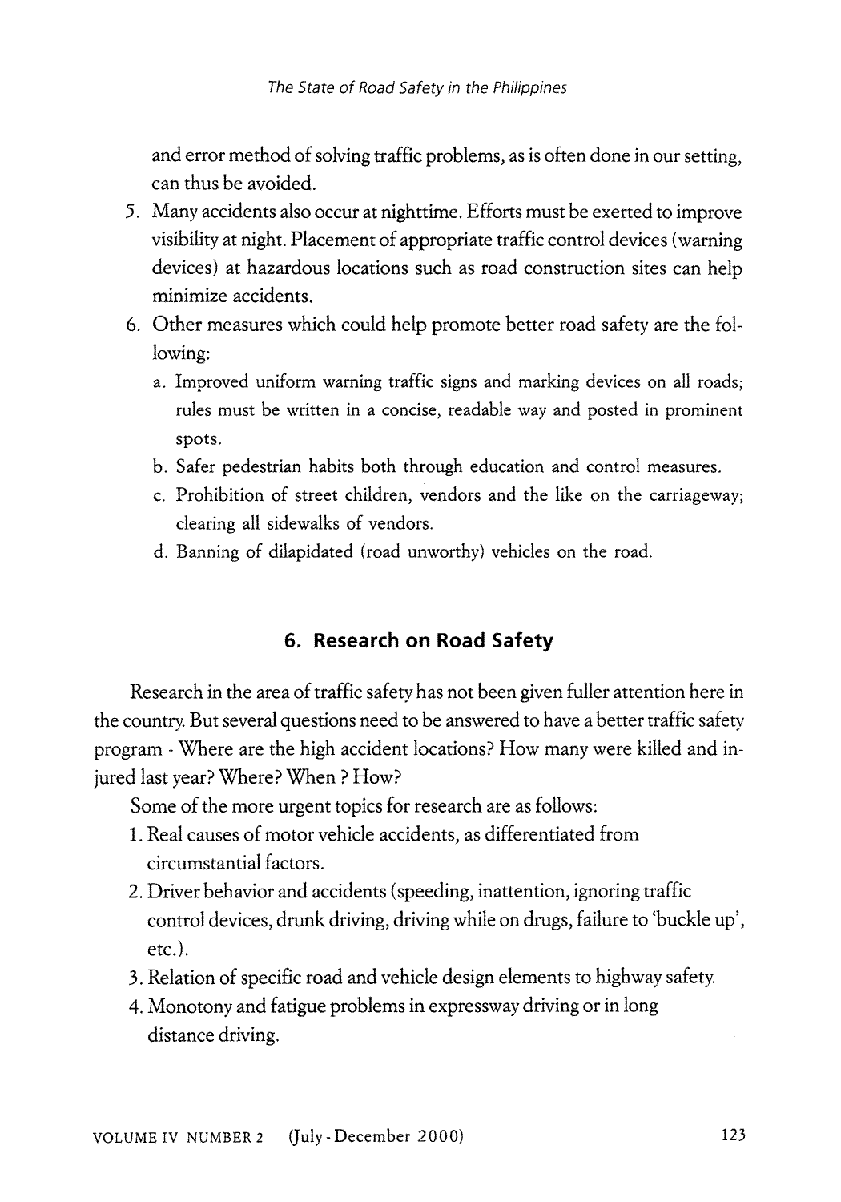and error method of solving traffic problems, as is often done in our setting, can thus be avoided.

5. Many accidents also occur at nighttime. Efforts must be exerted to improve visibility at night. Placement of appropriate traffic control devices (warning devices) at hazardous locations such as road construction sites can help minimize accidents.
6. Other measures which could help promote better road safety are the following:
   a. Improved uniform warning traffic signs and marking devices on all roads; rules must be written in a concise, readable way and posted in prominent spots.
   b. Safer pedestrian habits both through education and control measures.
   c. Prohibition of street children, vendors and the like on the carriageway; clearing all sidewalks of vendors.
   d. Banning of dilapidated (road unworthy) vehicles on the road.

## 6. Research on Road Safety

Research in the area of traffic safety has not been given fuller attention here in the country. But several questions need to be answered to have a better traffic safety program - Where are the high accident locations? How many were killed and injured last year? Where? When ? How?

Some of the more urgent topics for research are as follows:

1. Real causes of motor vehicle accidents, as differentiated from circumstantial factors.
2. Driver behavior and accidents (speeding, inattention, ignoring traffic control devices, drunk driving, driving while on drugs, failure to 'buckle up', etc.).
3. Relation of specific road and vehicle design elements to highway safety.
4. Monotony and fatigue problems in expressway driving or in long distance driving.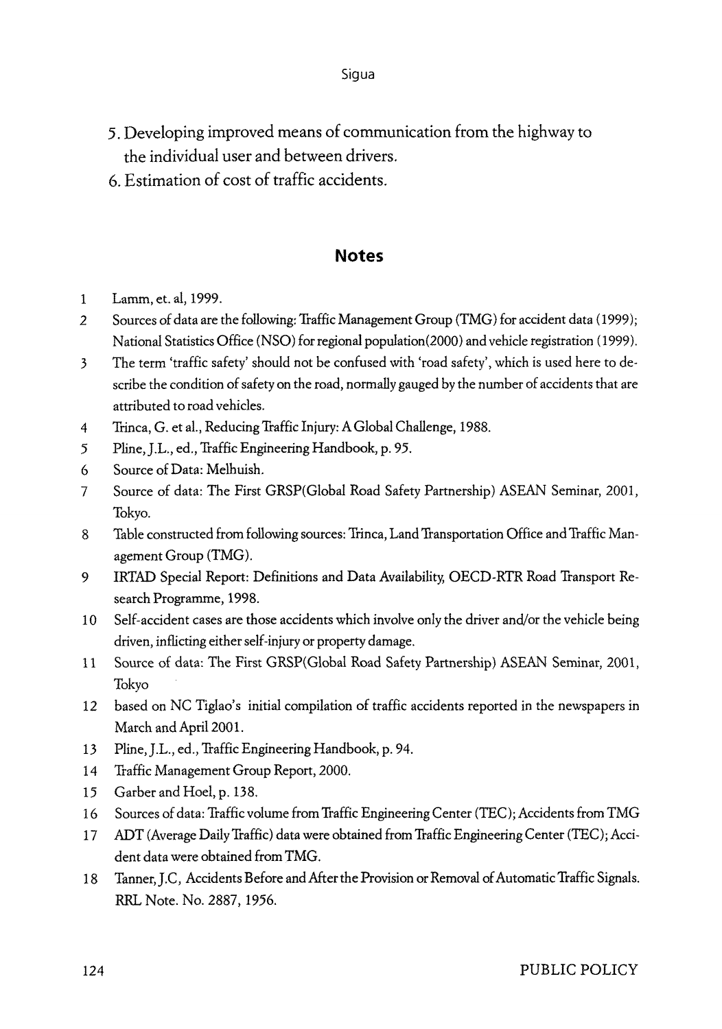5. Developing improved means of communication from the highway to the individual user and between drivers.
6. Estimation of cost of traffic accidents.

## Notes

1. Lamm, et. al, 1999.
2. Sources of data are the following: Traffic Management Group (TMG) for accident data (1999); National Statistics Office (NSO) for regional population(2000) and vehicle registration (1999).
3. The term 'traffic safety' should not be confused with 'road safety', which is used here to describe the condition of safety on the road, normally gauged by the number of accidents that are attributed to road vehicles.
4. Trinca, G. et al., Reducing Traffic Injury: A Global Challenge, 1988.
5. Pline, J.L., ed., Traffic Engineering Handbook, p. 95.
6. Source of Data: Melhuish.
7. Source of data: The First GRSP(Global Road Safety Partnership) ASEAN Seminar, 2001, Tokyo.
8. Table constructed from following sources: Trinca, Land Transportation Office and Traffic Management Group (TMG).
9. IRTAD Special Report: Definitions and Data Availability, OECD-RTR Road Transport Research Programme, 1998.
10. Self-accident cases are those accidents which involve only the driver and/or the vehicle being driven, inflicting either self-injury or property damage.
11. Source of data: The First GRSP(Global Road Safety Partnership) ASEAN Seminar, 2001, Tokyo
12. based on NC Tiglao's initial compilation of traffic accidents reported in the newspapers in March and April 2001.
13. Pline, J.L., ed., Traffic Engineering Handbook, p. 94.
14. Traffic Management Group Report, 2000.
15. Garber and Hoel, p. 138.
16. Sources of data: Traffic volume from Traffic Engineering Center (TEC); Accidents from TMG
17. ADT (Average Daily Traffic) data were obtained from Traffic Engineering Center (TEC); Accident data were obtained from TMG.
18. Tanner, J.C, Accidents Before and After the Provision or Removal of Automatic Traffic Signals. RRL Note. No. 2887, 1956.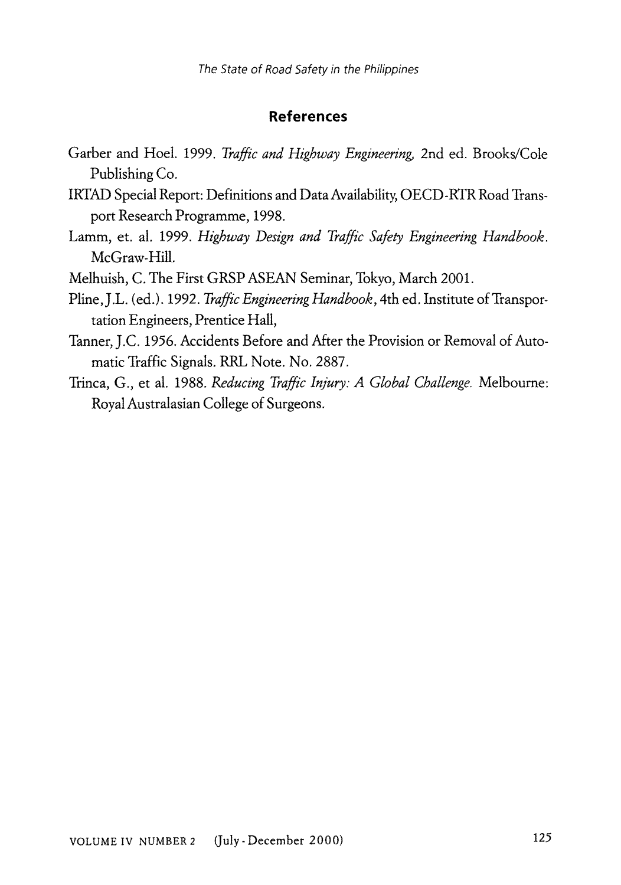## References

Garber and Hoel. 1999. *Traffic and Highway Engineering,* 2nd ed. Brooks/Cole Publishing Co.

IRTAD Special Report: Definitions and Data Availability, OECD-RTR Road Transport Research Programme, 1998.

Lamm, et. al. 1999. *Highway Design and Traffic Safety Engineering Handbook.* McGraw-Hill.

Melhuish, C. The First GRSP ASEAN Seminar, Tokyo, March 2001.

Pline, J.L. (ed.). 1992. *Traffic Engineering Handbook*, 4th ed. Institute of Transportation Engineers, Prentice Hall,

Tanner, J.C. 1956. Accidents Before and After the Provision or Removal of Automatic Traffic Signals. RRL Note. No. 2887.

Trinca, G., et al. 1988. *Reducing Traffic Injury: A Global Challenge.* Melbourne: Royal Australasian College of Surgeons.